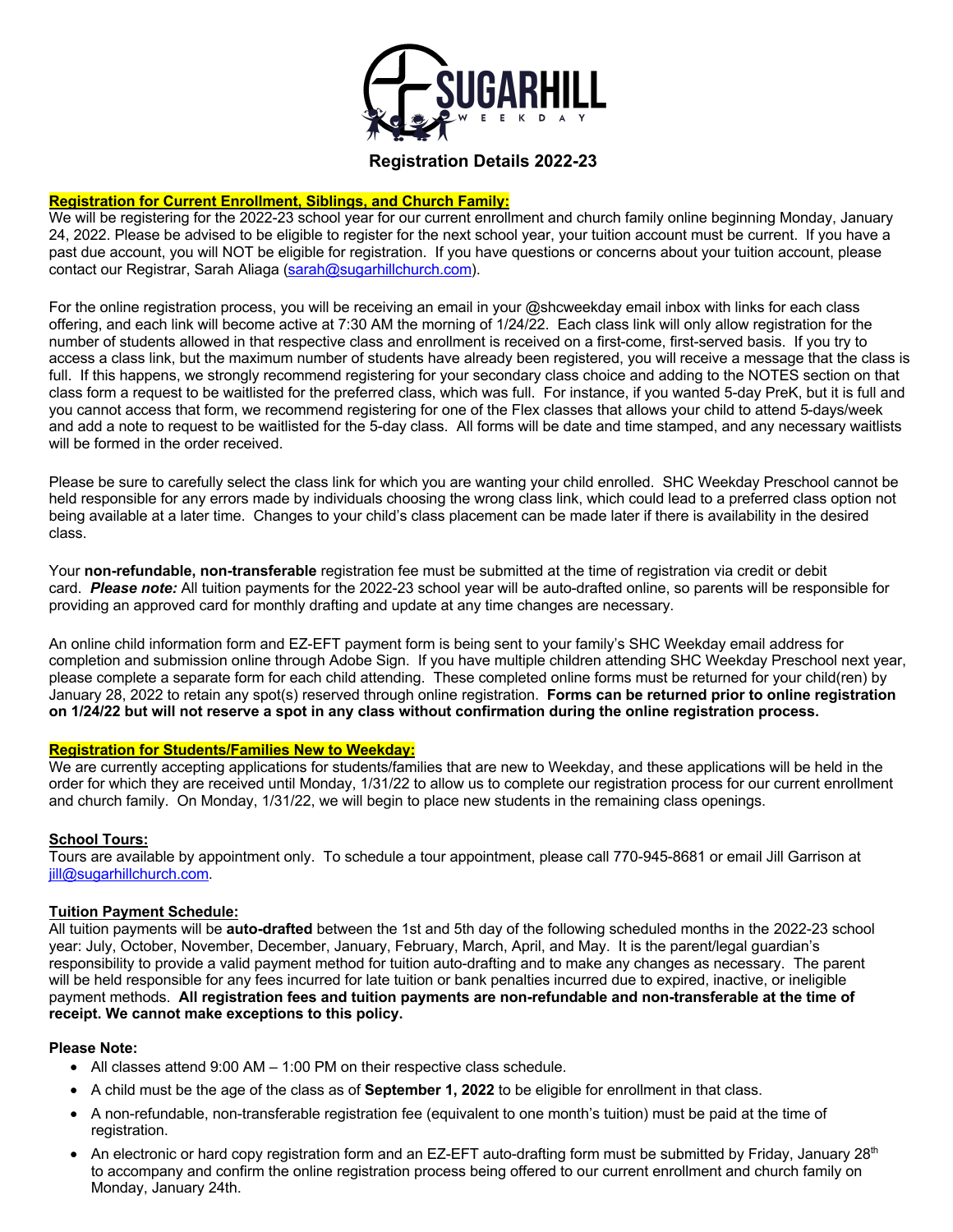# Registration Details 2022-23

**Registration for Current Enrollment, Siblings, and Church Family:**

We will be registering for the 2022-23 school year for our current enrollment and church family online beginning Monday, January 24, 2022. Please be advised to be eligible to register for the next school year, your tuition account must be current. If you have a past due account, you will NOT be eligible for registration. If you have questions or concerns about your tuition account, please contact our Registrar, Sarah Aliaga (sarah@sugarhillchurch.com).

For the online registration process, you will be receiving an email in your @shcweekday email inbox with links for each class offering, and each link will become active at 7:30 AM the morning of 1/24/22. Each class link will only allow registration for the number of students allowed in that respective class and enrollment is received on a first-come, first-served basis. If you try to access a class link, but the maximum number of students have already been registered, you will receive a message that the class is full. If this happens, we strongly recommend registering for your secondary class choice and adding to the NOTES section on that class form a request to be waitlisted for the preferred class, which was full. For instance, if you wanted 5-day PreK, but it is full and you cannot access that form, we recommend registering for one of the Flex classes that allows your child to attend 5-days/week and add a note to request to be waitlisted for the 5-day class. All forms will be date and time stamped, and any necessary waitlists will be formed in the order received.

Please be sure to carefully select the class link for which you are wanting your child enrolled. SHC Weekday Preschool cannot be held responsible for any errors made by individuals choosing the wrong class link, which could lead to a preferred class option not being available at a later time. Changes to your child's class placement can be made later if there is availability in the desired class.

Your **non-refundable, non-transferable** registration fee must be submitted at the time of registration via credit or debit card. ***Please note:*** All tuition payments for the 2022-23 school year will be auto-drafted online, so parents will be responsible for providing an approved card for monthly drafting and update at any time changes are necessary.

An online child information form and EZ-EFT payment form is being sent to your family's SHC Weekday email address for completion and submission online through Adobe Sign. If you have multiple children attending SHC Weekday Preschool next year, please complete a separate form for each child attending. These completed online forms must be returned for your child(ren) by January 28, 2022 to retain any spot(s) reserved through online registration. **Forms can be returned prior to online registration on 1/24/22 but will not reserve a spot in any class without confirmation during the online registration process.**

**Registration for Students/Families New to Weekday:**

We are currently accepting applications for students/families that are new to Weekday, and these applications will be held in the order for which they are received until Monday, 1/31/22 to allow us to complete our registration process for our current enrollment and church family. On Monday, 1/31/22, we will begin to place new students in the remaining class openings.

**School Tours:**

Tours are available by appointment only. To schedule a tour appointment, please call 770-945-8681 or email Jill Garrison at jill@sugarhillchurch.com.

**Tuition Payment Schedule:**

All tuition payments will be **auto-drafted** between the 1st and 5th day of the following scheduled months in the 2022-23 school year: July, October, November, December, January, February, March, April, and May. It is the parent/legal guardian's responsibility to provide a valid payment method for tuition auto-drafting and to make any changes as necessary. The parent will be held responsible for any fees incurred for late tuition or bank penalties incurred due to expired, inactive, or ineligible payment methods. **All registration fees and tuition payments are non-refundable and non-transferable at the time of receipt. We cannot make exceptions to this policy.**

**Please Note:**

- All classes attend 9:00 AM – 1:00 PM on their respective class schedule.
- A child must be the age of the class as of **September 1, 2022** to be eligible for enrollment in that class.
- A non-refundable, non-transferable registration fee (equivalent to one month's tuition) must be paid at the time of registration.
- An electronic or hard copy registration form and an EZ-EFT auto-drafting form must be submitted by Friday, January 28th to accompany and confirm the online registration process being offered to our current enrollment and church family on Monday, January 24th.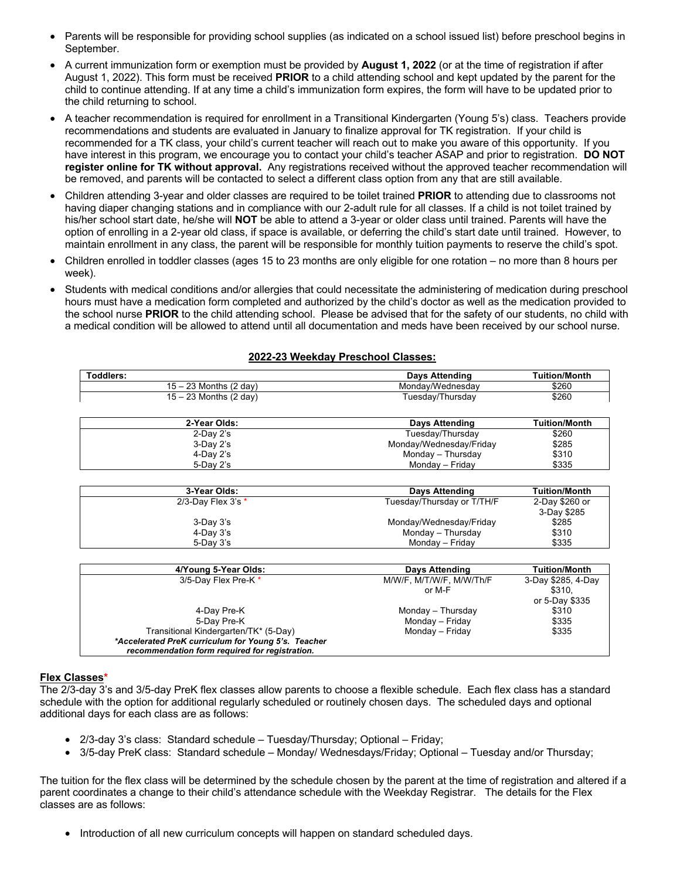- Parents will be responsible for providing school supplies (as indicated on a school issued list) before preschool begins in September.
- A current immunization form or exemption must be provided by **August 1, 2022** (or at the time of registration if after August 1, 2022). This form must be received **PRIOR** to a child attending school and kept updated by the parent for the child to continue attending. If at any time a child's immunization form expires, the form will have to be updated prior to the child returning to school.
- A teacher recommendation is required for enrollment in a Transitional Kindergarten (Young 5's) class. Teachers provide recommendations and students are evaluated in January to finalize approval for TK registration. If your child is recommended for a TK class, your child's current teacher will reach out to make you aware of this opportunity. If you have interest in this program, we encourage you to contact your child's teacher ASAP and prior to registration. **DO NOT register online for TK without approval.** Any registrations received without the approved teacher recommendation will be removed, and parents will be contacted to select a different class option from any that are still available.
- Children attending 3-year and older classes are required to be toilet trained **PRIOR** to attending due to classrooms not having diaper changing stations and in compliance with our 2-adult rule for all classes. If a child is not toilet trained by his/her school start date, he/she will **NOT** be able to attend a 3-year or older class until trained. Parents will have the option of enrolling in a 2-year old class, if space is available, or deferring the child's start date until trained. However, to maintain enrollment in any class, the parent will be responsible for monthly tuition payments to reserve the child's spot.
- Children enrolled in toddler classes (ages 15 to 23 months are only eligible for one rotation – no more than 8 hours per week).
- Students with medical conditions and/or allergies that could necessitate the administering of medication during preschool hours must have a medication form completed and authorized by the child's doctor as well as the medication provided to the school nurse **PRIOR** to the child attending school. Please be advised that for the safety of our students, no child with a medical condition will be allowed to attend until all documentation and meds have been received by our school nurse.

## 2022-23 Weekday Preschool Classes:

| Toddlers: | Days Attending | Tuition/Month |
|---|---|---|
| 15 – 23 Months (2 day) | Monday/Wednesday | $260 |
| 15 – 23 Months (2 day) | Tuesday/Thursday | $260 |

| 2-Year Olds: | Days Attending | Tuition/Month |
|---|---|---|
| 2-Day 2's | Tuesday/Thursday | $260 |
| 3-Day 2's | Monday/Wednesday/Friday | $285 |
| 4-Day 2's | Monday – Thursday | $310 |
| 5-Day 2's | Monday – Friday | $335 |

| 3-Year Olds: | Days Attending | Tuition/Month |
|---|---|---|
| 2/3-Day Flex 3's * | Tuesday/Thursday or T/TH/F | 2-Day $260 or 3-Day $285 |
| 3-Day 3's | Monday/Wednesday/Friday | $285 |
| 4-Day 3's | Monday – Thursday | $310 |
| 5-Day 3's | Monday – Friday | $335 |

| 4/Young 5-Year Olds: | Days Attending | Tuition/Month |
|---|---|---|
| 3/5-Day Flex Pre-K * | M/W/F, M/T/W/F, M/W/Th/F or M-F | 3-Day $285, 4-Day $310, or 5-Day $335 |
| 4-Day Pre-K | Monday – Thursday | $310 |
| 5-Day Pre-K | Monday – Friday | $335 |
| Transitional Kindergarten/TK* (5-Day) | Monday – Friday | $335 |
| ***Accelerated PreK curriculum for Young 5's. Teacher recommendation form required for registration.** | | |

**Flex Classes***

The 2/3-day 3's and 3/5-day PreK flex classes allow parents to choose a flexible schedule. Each flex class has a standard schedule with the option for additional regularly scheduled or routinely chosen days. The scheduled days and optional additional days for each class are as follows:

- 2/3-day 3's class: Standard schedule – Tuesday/Thursday; Optional – Friday;
- 3/5-day PreK class: Standard schedule – Monday/ Wednesdays/Friday; Optional – Tuesday and/or Thursday;

The tuition for the flex class will be determined by the schedule chosen by the parent at the time of registration and altered if a parent coordinates a change to their child's attendance schedule with the Weekday Registrar. The details for the Flex classes are as follows:

- Introduction of all new curriculum concepts will happen on standard scheduled days.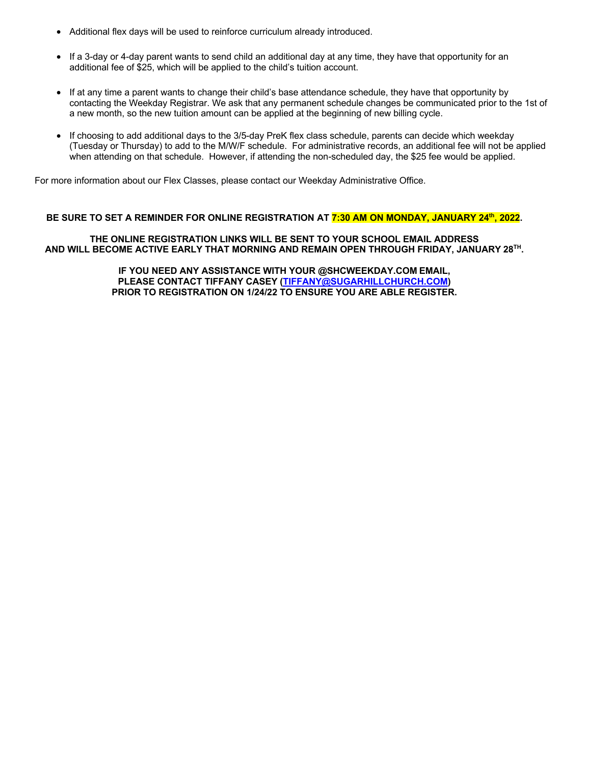- Additional flex days will be used to reinforce curriculum already introduced.

- If a 3-day or 4-day parent wants to send child an additional day at any time, they have that opportunity for an additional fee of $25, which will be applied to the child's tuition account.

- If at any time a parent wants to change their child's base attendance schedule, they have that opportunity by contacting the Weekday Registrar. We ask that any permanent schedule changes be communicated prior to the 1st of a new month, so the new tuition amount can be applied at the beginning of new billing cycle.

- If choosing to add additional days to the 3/5-day PreK flex class schedule, parents can decide which weekday (Tuesday or Thursday) to add to the M/W/F schedule. For administrative records, an additional fee will not be applied when attending on that schedule. However, if attending the non-scheduled day, the $25 fee would be applied.

For more information about our Flex Classes, please contact our Weekday Administrative Office.

**BE SURE TO SET A REMINDER FOR ONLINE REGISTRATION AT 7:30 AM ON MONDAY, JANUARY 24th, 2022.**

**THE ONLINE REGISTRATION LINKS WILL BE SENT TO YOUR SCHOOL EMAIL ADDRESS AND WILL BECOME ACTIVE EARLY THAT MORNING AND REMAIN OPEN THROUGH FRIDAY, JANUARY 28TH.**

**IF YOU NEED ANY ASSISTANCE WITH YOUR @SHCWEEKDAY.COM EMAIL, PLEASE CONTACT TIFFANY CASEY (TIFFANY@SUGARHILLCHURCH.COM) PRIOR TO REGISTRATION ON 1/24/22 TO ENSURE YOU ARE ABLE REGISTER.**